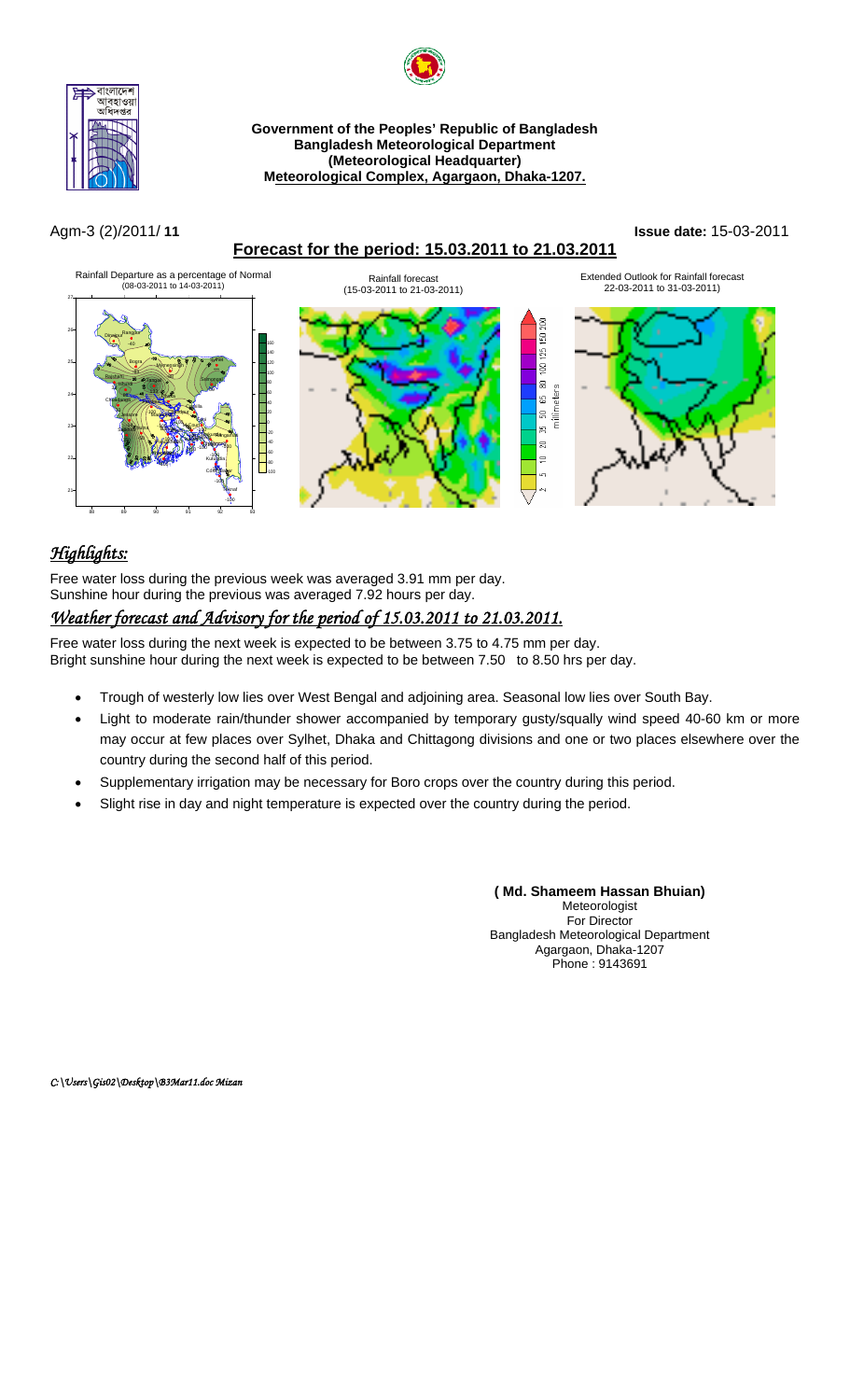**Government of the Peoples' Republic of Bangladesh**
**Bangladesh Meteorological Department**
**(Meteorological Headquarter)**
**Meteorological Complex, Agargaon, Dhaka-1207.**

Agm-3 (2)/2011/ **11** **Issue date:** 15-03-2011

## Forecast for the period: 15.03.2011 to 21.03.2011

Rainfall Departure as a percentage of Normal (08-03-2011 to 14-03-2011)

Rainfall forecast (15-03-2011 to 21-03-2011)

Extended Outlook for Rainfall forecast 22-03-2011 to 31-03-2011)

## *Highlights:*

Free water loss during the previous week was averaged 3.91 mm per day.
Sunshine hour during the previous was averaged 7.92 hours per day.

## *Weather forecast and Advisory for the period of 15.03.2011 to 21.03.2011.*

Free water loss during the next week is expected to be between 3.75 to 4.75 mm per day.
Bright sunshine hour during the next week is expected to be between 7.50 to 8.50 hrs per day.

- Trough of westerly low lies over West Bengal and adjoining area. Seasonal low lies over South Bay.
- Light to moderate rain/thunder shower accompanied by temporary gusty/squally wind speed 40-60 km or more may occur at few places over Sylhet, Dhaka and Chittagong divisions and one or two places elsewhere over the country during the second half of this period.
- Supplementary irrigation may be necessary for Boro crops over the country during this period.
- Slight rise in day and night temperature is expected over the country during the period.

**( Md. Shameem Hassan Bhuian)**
Meteorologist
For Director
Bangladesh Meteorological Department
Agargaon, Dhaka-1207
Phone : 9143691

*C:\Users\Gis02\Desktop\B3Mar11.doc Mizan*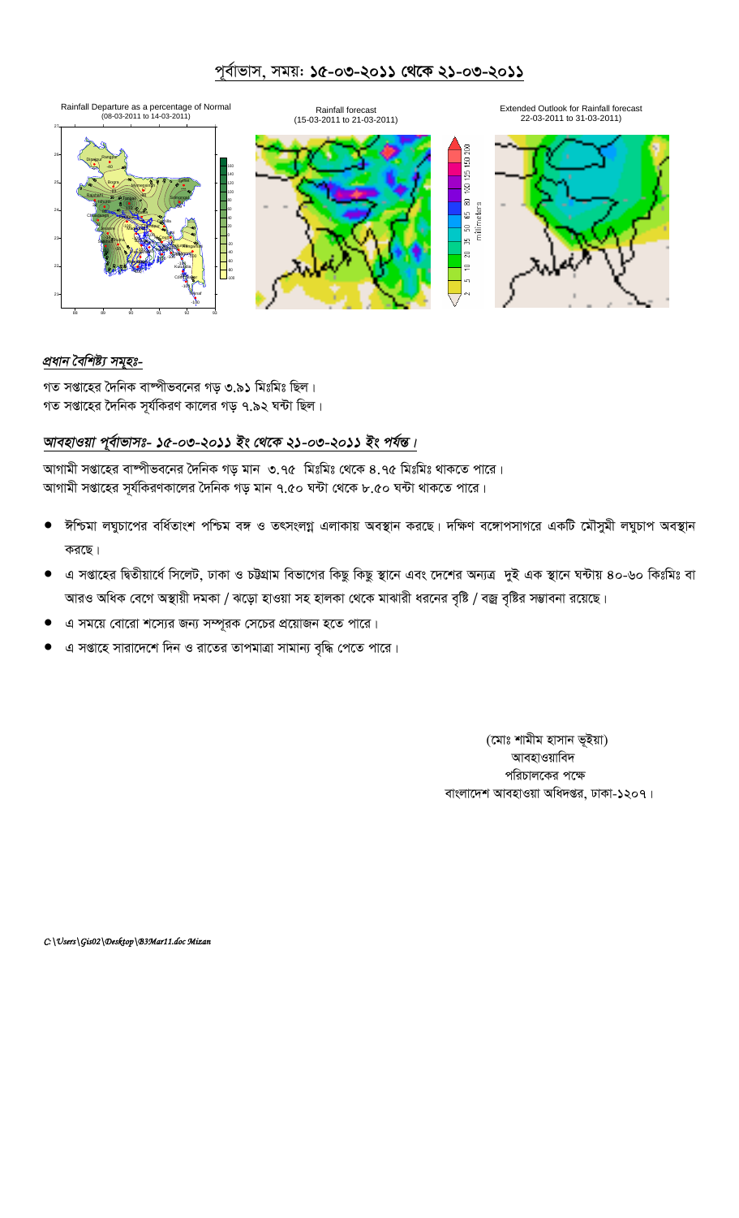# পূর্বাভাস, সময়: **১৫-০৩-২০১১ থেকে ২১-০৩-২০১১**

Rainfall Departure as a percentage of Normal (08-03-2011 to 14-03-2011)

Rainfall forecast (15-03-2011 to 21-03-2011)

Extended Outlook for Rainfall forecast 22-03-2011 to 31-03-2011)

## *প্রধান বৈশিষ্ট্য সমূহঃ-*

গত সপ্তাহের দৈনিক বাষ্পীভবনের গড় ৩.৯১ মিঃমিঃ ছিল।
গত সপ্তাহের দৈনিক সূর্যকিরণ কালের গড় ৭.৯২ ঘন্টা ছিল।

## *আবহাওয়া পূর্বাভাসঃ- ১৫-০৩-২০১১ ইং থেকে ২১-০৩-২০১১ ইং পর্যন্ত।*

আগামী সপ্তাহের বাষ্পীভবনের দৈনিক গড় মান ৩.৭৫ মিঃমিঃ থেকে ৪.৭৫ মিঃমিঃ থাকতে পারে।
আগামী সপ্তাহের সূর্যকিরণকালের দৈনিক গড় মান ৭.৫০ ঘন্টা থেকে ৮.৫০ ঘন্টা থাকতে পারে।

- ঈশ্চিমা লঘুচাপের বর্ধিতাংশ পশ্চিম বঙ্গ ও তৎসংলগ্ন এলাকায় অবস্থান করছে। দক্ষিণ বঙ্গোপসাগরে একটি মৌসুমী লঘুচাপ অবস্থান করছে।
- এ সপ্তাহের দ্বিতীয়ার্ধে সিলেট, ঢাকা ও চট্টগ্রাম বিভাগের কিছু কিছু স্থানে এবং দেশের অন্যত্র দুই এক স্থানে ঘন্টায় ৪০-৬০ কিঃমিঃ বা আরও অধিক বেগে অস্থায়ী দমকা / ঝড়ো হাওয়া সহ হালকা থেকে মাঝারী ধরনের বৃষ্টি / বজ্র বৃষ্টির সম্ভাবনা রয়েছে।
- এ সময়ে বোরো শস্যের জন্য সম্পূরক সেচের প্রয়োজন হতে পারে।
- এ সপ্তাহে সারাদেশে দিন ও রাতের তাপমাত্রা সামান্য বৃদ্ধি পেতে পারে।

(মোঃ শামীম হাসান ভূইয়া)
আবহাওয়াবিদ
পরিচালকের পক্ষে
বাংলাদেশ আবহাওয়া অধিদপ্তর, ঢাকা-১২০৭।

*C:\Users\Gis02\Desktop\B3Mar11.doc Mizan*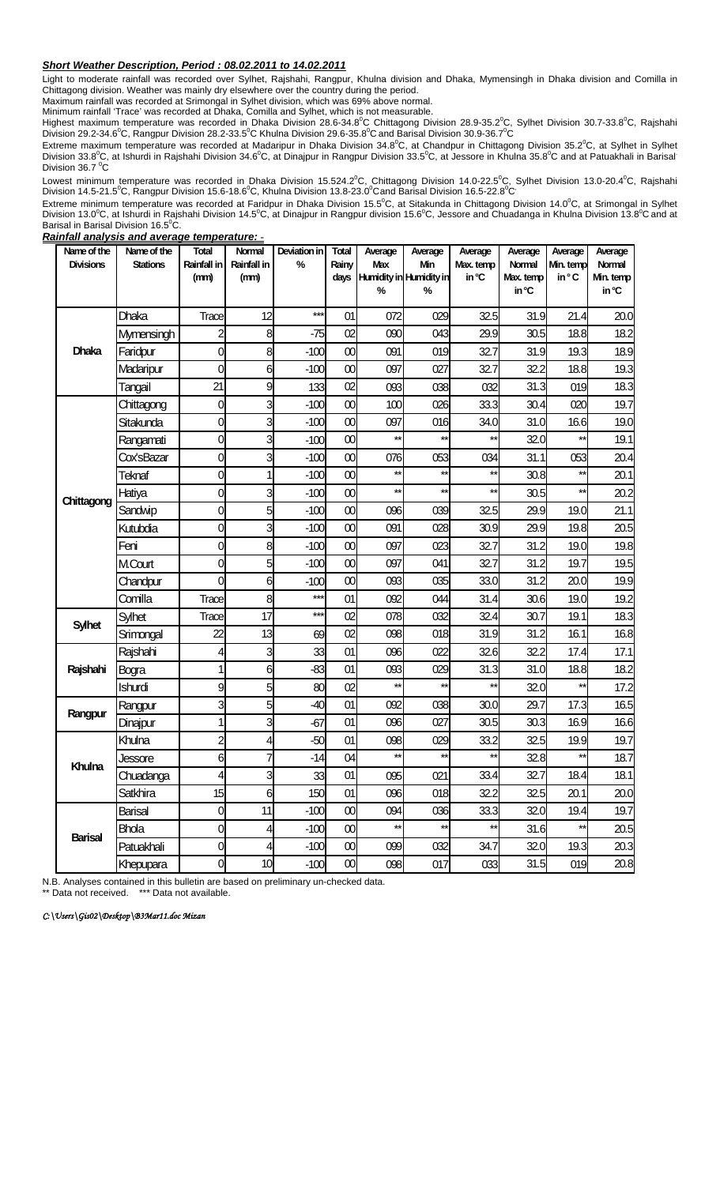**_Short Weather Description, Period : 08.02.2011 to 14.02.2011_**

Light to moderate rainfall was recorded over Sylhet, Rajshahi, Rangpur, Khulna division and Dhaka, Mymensingh in Dhaka division and Comilla in Chittagong division. Weather was mainly dry elsewhere over the country during the period.
Maximum rainfall was recorded at Srimongal in Sylhet division, which was 69% above normal.
Minimum rainfall 'Trace' was recorded at Dhaka, Comilla and Sylhet, which is not measurable.
Highest maximum temperature was recorded in Dhaka Division 28.6-34.8°C Chittagong Division 28.9-35.2°C, Sylhet Division 30.7-33.8°C, Rajshahi Division 29.2-34.6°C, Rangpur Division 28.2-33.5°C Khulna Division 29.6-35.8°C and Barisal Division 30.9-36.7°C
Extreme maximum temperature was recorded at Madaripur in Dhaka Division 34.8°C, at Chandpur in Chittagong Division 35.2°C, at Sylhet in Sylhet Division 33.8°C, at Ishurdi in Rajshahi Division 34.6°C, at Dinajpur in Rangpur Division 33.5°C, at Jessore in Khulna 35.8°C and at Patuakhali in Barisal Division 36.7 °C

Lowest minimum temperature was recorded in Dhaka Division 15.524.2°C, Chittagong Division 14.0-22.5°C, Sylhet Division 13.0-20.4°C, Rajshahi Division 14.5-21.5°C, Rangpur Division 15.6-18.6°C, Khulna Division 13.8-23.0°C and Barisal Division 16.5-22.8°C
Extreme minimum temperature was recorded at Faridpur in Dhaka Division 15.5°C, at Sitakunda in Chittagong Division 14.0°C, at Srimongal in Sylhet Division 13.0°C, at Ishurdi in Rajshahi Division 14.5°C, at Dinajpur in Rangpur division 15.6°C, Jessore and Chuadanga in Khulna Division 13.8°C and at Barisal in Barisal Division 16.5°C.

**_Rainfall analysis and average temperature:-_**

| Name of the Divisions | Name of the Stations | Total Rainfall in (mm) | Normal Rainfall in (mm) | Deviation in % | Total Rainy days | Average Max Humidity in % | Average Min Humidity in % | Average Max. temp in °C | Average Normal Max. temp in °C | Average Min. temp in °C | Average Normal Min. temp in °C |
|---|---|---|---|---|---|---|---|---|---|---|---|
| Dhaka | Dhaka | Trace | 12 | *** | 01 | 072 | 029 | 32.5 | 31.9 | 21.4 | 20.0 |
| | Mymensingh | 2 | 8 | -75 | 02 | 090 | 043 | 29.9 | 30.5 | 18.8 | 18.2 |
| | Faridpur | 0 | 8 | -100 | 00 | 091 | 019 | 32.7 | 31.9 | 19.3 | 18.9 |
| | Madaripur | 0 | 6 | -100 | 00 | 097 | 027 | 32.7 | 32.2 | 18.8 | 19.3 |
| | Tangail | 21 | 9 | 133 | 02 | 093 | 038 | 032 | 31.3 | 019 | 18.3 |
| Chittagong | Chittagong | 0 | 3 | -100 | 00 | 100 | 026 | 33.3 | 30.4 | 020 | 19.7 |
| | Sitakunda | 0 | 3 | -100 | 00 | 097 | 016 | 34.0 | 31.0 | 16.6 | 19.0 |
| | Rangamati | 0 | 3 | -100 | 00 | ** | ** | ** | 32.0 | ** | 19.1 |
| | Cox'sBazar | 0 | 3 | -100 | 00 | 076 | 053 | 034 | 31.1 | 053 | 20.4 |
| | Teknaf | 0 | 1 | -100 | 00 | ** | ** | ** | 30.8 | ** | 20.1 |
| | Hatiya | 0 | 3 | -100 | 00 | ** | ** | ** | 30.5 | ** | 20.2 |
| | Sandwip | 0 | 5 | -100 | 00 | 096 | 039 | 32.5 | 29.9 | 19.0 | 21.1 |
| | Kutubdia | 0 | 3 | -100 | 00 | 091 | 028 | 30.9 | 29.9 | 19.8 | 20.5 |
| | Feni | 0 | 8 | -100 | 00 | 097 | 023 | 32.7 | 31.2 | 19.0 | 19.8 |
| | M.Court | 0 | 5 | -100 | 00 | 097 | 041 | 32.7 | 31.2 | 19.7 | 19.5 |
| | Chandpur | 0 | 6 | -100 | 00 | 093 | 035 | 33.0 | 31.2 | 20.0 | 19.9 |
| | Comilla | Trace | 8 | *** | 01 | 092 | 044 | 31.4 | 30.6 | 19.0 | 19.2 |
| Sylhet | Sylhet | Trace | 17 | *** | 02 | 078 | 032 | 32.4 | 30.7 | 19.1 | 18.3 |
| | Srimongal | 22 | 13 | 69 | 02 | 098 | 018 | 31.9 | 31.2 | 16.1 | 16.8 |
| Rajshahi | Rajshahi | 4 | 3 | 33 | 01 | 096 | 022 | 32.6 | 32.2 | 17.4 | 17.1 |
| | Bogra | 1 | 6 | -83 | 01 | 093 | 029 | 31.3 | 31.0 | 18.8 | 18.2 |
| | Ishurdi | 9 | 5 | 80 | 02 | ** | ** | ** | 32.0 | ** | 17.2 |
| Rangpur | Rangpur | 3 | 5 | -40 | 01 | 092 | 038 | 30.0 | 29.7 | 17.3 | 16.5 |
| | Dinajpur | 1 | 3 | -67 | 01 | 096 | 027 | 30.5 | 30.3 | 16.9 | 16.6 |
| Khulna | Khulna | 2 | 4 | -50 | 01 | 098 | 029 | 33.2 | 32.5 | 19.9 | 19.7 |
| | Jessore | 6 | 7 | -14 | 04 | ** | ** | ** | 32.8 | ** | 18.7 |
| | Chuadanga | 4 | 3 | 33 | 01 | 095 | 021 | 33.4 | 32.7 | 18.4 | 18.1 |
| | Satkhira | 15 | 6 | 150 | 01 | 096 | 018 | 32.2 | 32.5 | 20.1 | 20.0 |
| Barisal | Barisal | 0 | 11 | -100 | 00 | 094 | 036 | 33.3 | 32.0 | 19.4 | 19.7 |
| | Bhola | 0 | 4 | -100 | 00 | ** | ** | ** | 31.6 | ** | 20.5 |
| | Patuakhali | 0 | 4 | -100 | 00 | 099 | 032 | 34.7 | 32.0 | 19.3 | 20.3 |
| | Khepupara | 0 | 10 | -100 | 00 | 098 | 017 | 033 | 31.5 | 019 | 20.8 |

N.B. Analyses contained in this bulletin are based on preliminary un-checked data.
** Data not received. *** Data not available.

*C:\Users\Gis02\Desktop\B3Mar11.doc Mizan*